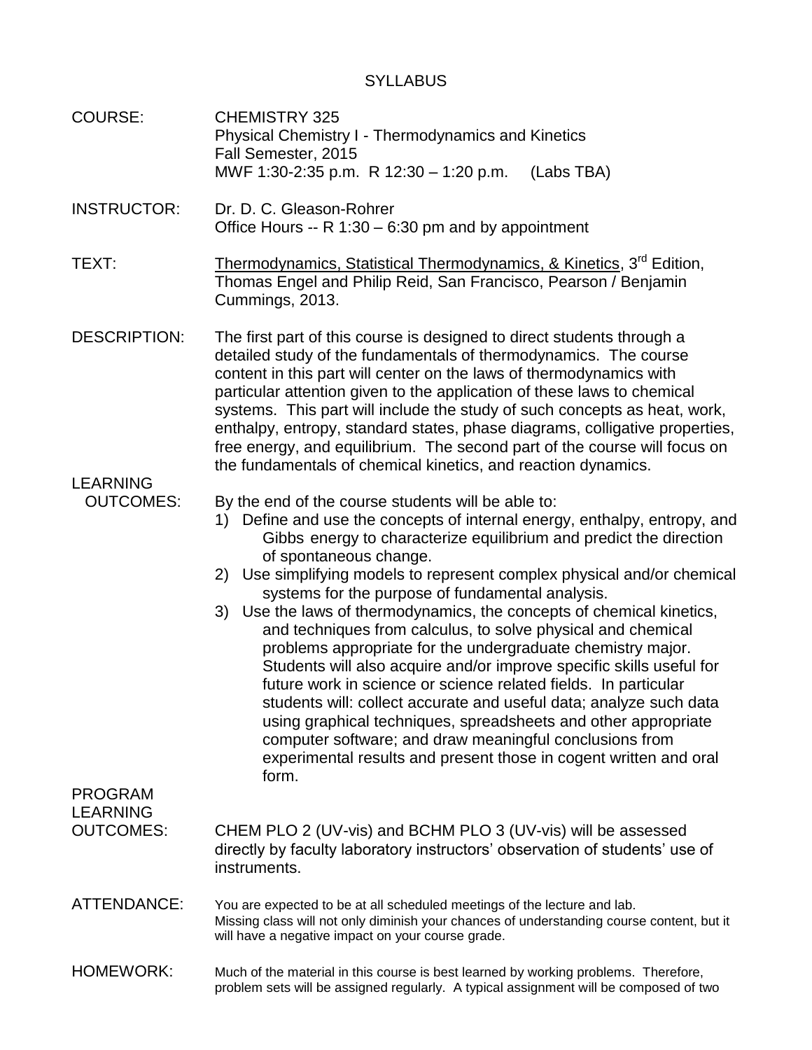# SYLLABUS

**COURSE:** CHEMISTRY 325
Physical Chemistry I - Thermodynamics and Kinetics
Fall Semester, 2015
MWF 1:30-2:35 p.m. R 12:30 – 1:20 p.m. (Labs TBA)

**INSTRUCTOR:** Dr. D. C. Gleason-Rohrer
Office Hours -- R 1:30 – 6:30 pm and by appointment

**TEXT:** Thermodynamics, Statistical Thermodynamics, & Kinetics, 3rd Edition, Thomas Engel and Philip Reid, San Francisco, Pearson / Benjamin Cummings, 2013.

**DESCRIPTION:** The first part of this course is designed to direct students through a detailed study of the fundamentals of thermodynamics. The course content in this part will center on the laws of thermodynamics with particular attention given to the application of these laws to chemical systems. This part will include the study of such concepts as heat, work, enthalpy, entropy, standard states, phase diagrams, colligative properties, free energy, and equilibrium. The second part of the course will focus on the fundamentals of chemical kinetics, and reaction dynamics.

**LEARNING OUTCOMES:** By the end of the course students will be able to:

1) Define and use the concepts of internal energy, enthalpy, entropy, and Gibbs energy to characterize equilibrium and predict the direction of spontaneous change.
2) Use simplifying models to represent complex physical and/or chemical systems for the purpose of fundamental analysis.
3) Use the laws of thermodynamics, the concepts of chemical kinetics, and techniques from calculus, to solve physical and chemical problems appropriate for the undergraduate chemistry major. Students will also acquire and/or improve specific skills useful for future work in science or science related fields. In particular students will: collect accurate and useful data; analyze such data using graphical techniques, spreadsheets and other appropriate computer software; and draw meaningful conclusions from experimental results and present those in cogent written and oral form.

**PROGRAM LEARNING OUTCOMES:** CHEM PLO 2 (UV-vis) and BCHM PLO 3 (UV-vis) will be assessed directly by faculty laboratory instructors' observation of students' use of instruments.

**ATTENDANCE:** You are expected to be at all scheduled meetings of the lecture and lab. Missing class will not only diminish your chances of understanding course content, but it will have a negative impact on your course grade.

**HOMEWORK:** Much of the material in this course is best learned by working problems. Therefore, problem sets will be assigned regularly. A typical assignment will be composed of two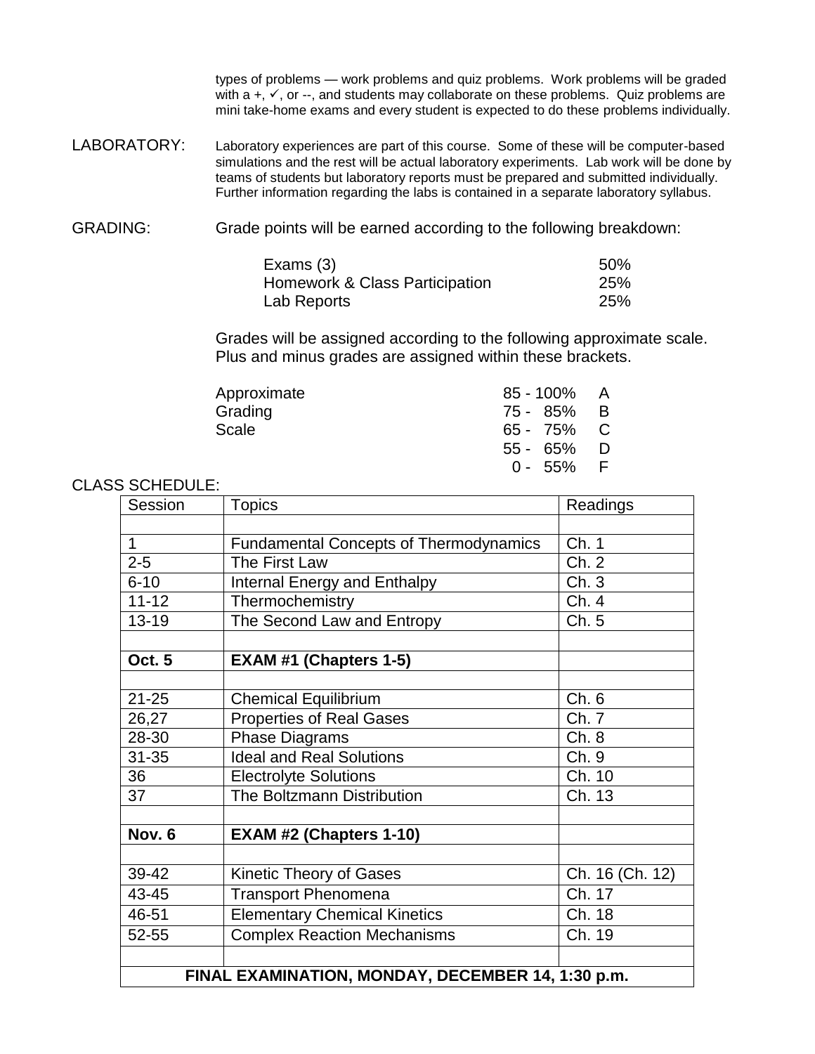types of problems — work problems and quiz problems. Work problems will be graded with a +, ✓, or --, and students may collaborate on these problems. Quiz problems are mini take-home exams and every student is expected to do these problems individually.

LABORATORY: Laboratory experiences are part of this course. Some of these will be computer-based simulations and the rest will be actual laboratory experiments. Lab work will be done by teams of students but laboratory reports must be prepared and submitted individually. Further information regarding the labs is contained in a separate laboratory syllabus.

GRADING: Grade points will be earned according to the following breakdown:

| | |
|---|---|
| Exams (3) | 50% |
| Homework & Class Participation | 25% |
| Lab Reports | 25% |

Grades will be assigned according to the following approximate scale. Plus and minus grades are assigned within these brackets.

| | | |
|---|---|---|
| Approximate | 85 - 100% | A |
| Grading | 75 - 85% | B |
| Scale | 65 - 75% | C |
| | 55 - 65% | D |
| | 0 - 55% | F |

CLASS SCHEDULE:

| Session | Topics | Readings |
|---|---|---|
| | | |
| 1 | Fundamental Concepts of Thermodynamics | Ch. 1 |
| 2-5 | The First Law | Ch. 2 |
| 6-10 | Internal Energy and Enthalpy | Ch. 3 |
| 11-12 | Thermochemistry | Ch. 4 |
| 13-19 | The Second Law and Entropy | Ch. 5 |
| | | |
| **Oct. 5** | **EXAM #1 (Chapters 1-5)** | |
| | | |
| 21-25 | Chemical Equilibrium | Ch. 6 |
| 26,27 | Properties of Real Gases | Ch. 7 |
| 28-30 | Phase Diagrams | Ch. 8 |
| 31-35 | Ideal and Real Solutions | Ch. 9 |
| 36 | Electrolyte Solutions | Ch. 10 |
| 37 | The Boltzmann Distribution | Ch. 13 |
| | | |
| **Nov. 6** | **EXAM #2 (Chapters 1-10)** | |
| | | |
| 39-42 | Kinetic Theory of Gases | Ch. 16 (Ch. 12) |
| 43-45 | Transport Phenomena | Ch. 17 |
| 46-51 | Elementary Chemical Kinetics | Ch. 18 |
| 52-55 | Complex Reaction Mechanisms | Ch. 19 |
| | | |
| **FINAL EXAMINATION, MONDAY, DECEMBER 14, 1:30 p.m.** | | |